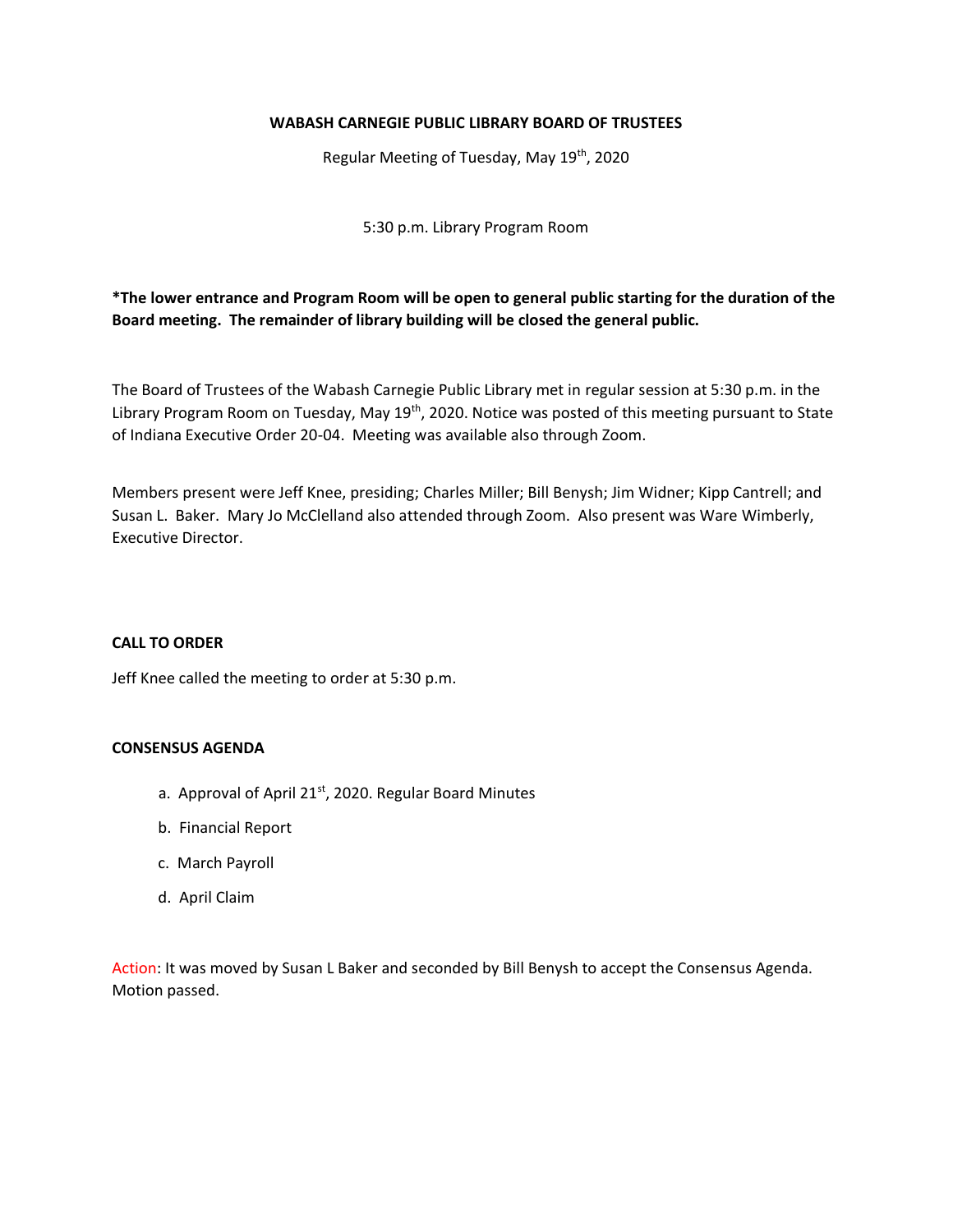**WABASH CARNEGIE PUBLIC LIBRARY BOARD OF TRUSTEES**

Regular Meeting of Tuesday, May 19th, 2020

5:30 p.m. Library Program Room

**\*The lower entrance and Program Room will be open to general public starting for the duration of the Board meeting. The remainder of library building will be closed the general public.**

The Board of Trustees of the Wabash Carnegie Public Library met in regular session at 5:30 p.m. in the Library Program Room on Tuesday, May 19th, 2020. Notice was posted of this meeting pursuant to State of Indiana Executive Order 20-04. Meeting was available also through Zoom.

Members present were Jeff Knee, presiding; Charles Miller; Bill Benysh; Jim Widner; Kipp Cantrell; and Susan L. Baker. Mary Jo McClelland also attended through Zoom. Also present was Ware Wimberly, Executive Director.

**CALL TO ORDER**

Jeff Knee called the meeting to order at 5:30 p.m.

**CONSENSUS AGENDA**

a. Approval of April 21st, 2020. Regular Board Minutes

b. Financial Report

c. March Payroll

d. April Claim

Action: It was moved by Susan L Baker and seconded by Bill Benysh to accept the Consensus Agenda. Motion passed.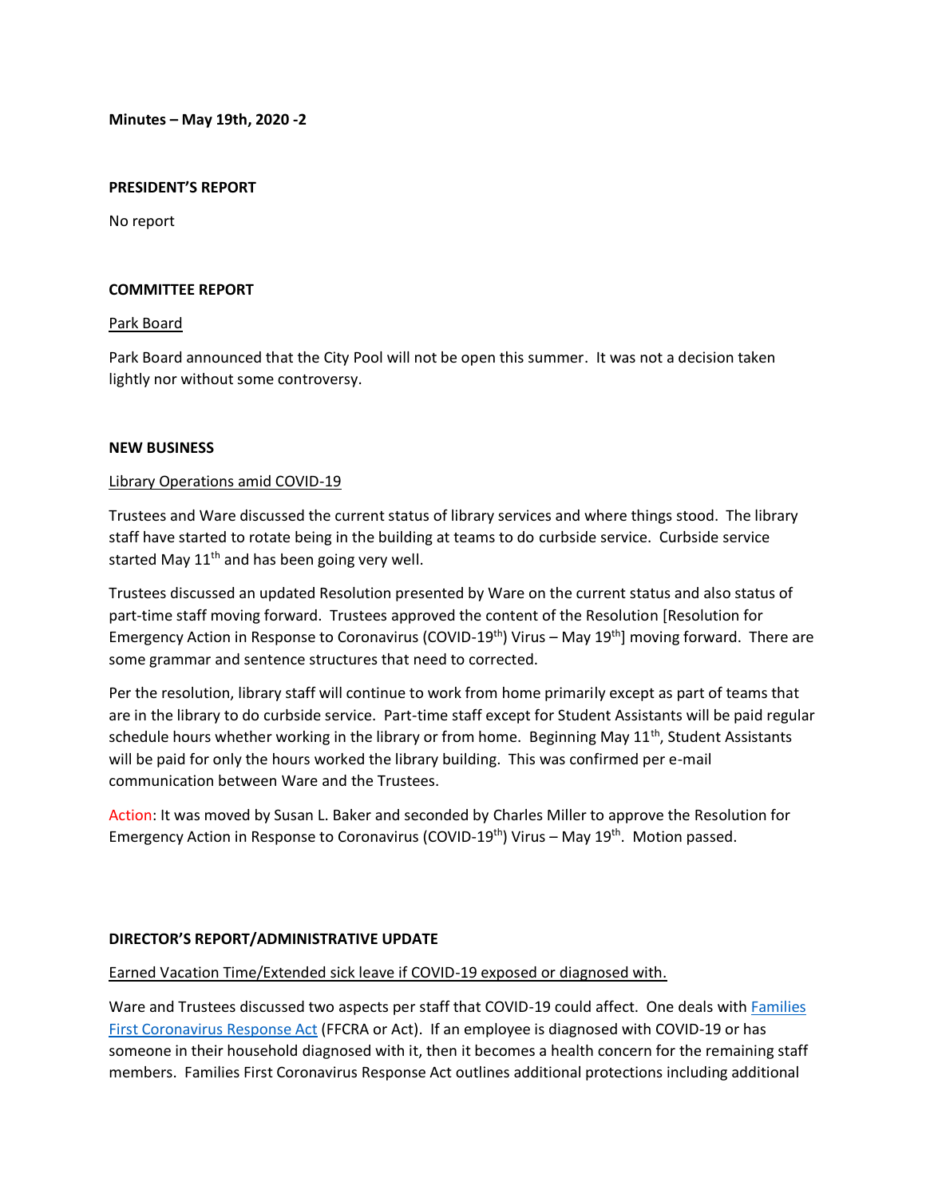**Minutes – May 19th, 2020 -2**

**PRESIDENT'S REPORT**

No report

**COMMITTEE REPORT**

Park Board

Park Board announced that the City Pool will not be open this summer. It was not a decision taken lightly nor without some controversy.

**NEW BUSINESS**

Library Operations amid COVID-19

Trustees and Ware discussed the current status of library services and where things stood. The library staff have started to rotate being in the building at teams to do curbside service. Curbside service started May 11th and has been going very well.

Trustees discussed an updated Resolution presented by Ware on the current status and also status of part-time staff moving forward. Trustees approved the content of the Resolution [Resolution for Emergency Action in Response to Coronavirus (COVID-19th) Virus – May 19th] moving forward. There are some grammar and sentence structures that need to corrected.

Per the resolution, library staff will continue to work from home primarily except as part of teams that are in the library to do curbside service. Part-time staff except for Student Assistants will be paid regular schedule hours whether working in the library or from home. Beginning May 11th, Student Assistants will be paid for only the hours worked the library building. This was confirmed per e-mail communication between Ware and the Trustees.

Action: It was moved by Susan L. Baker and seconded by Charles Miller to approve the Resolution for Emergency Action in Response to Coronavirus (COVID-19th) Virus – May 19th. Motion passed.

**DIRECTOR'S REPORT/ADMINISTRATIVE UPDATE**

Earned Vacation Time/Extended sick leave if COVID-19 exposed or diagnosed with.

Ware and Trustees discussed two aspects per staff that COVID-19 could affect. One deals with Families First Coronavirus Response Act (FFCRA or Act). If an employee is diagnosed with COVID-19 or has someone in their household diagnosed with it, then it becomes a health concern for the remaining staff members. Families First Coronavirus Response Act outlines additional protections including additional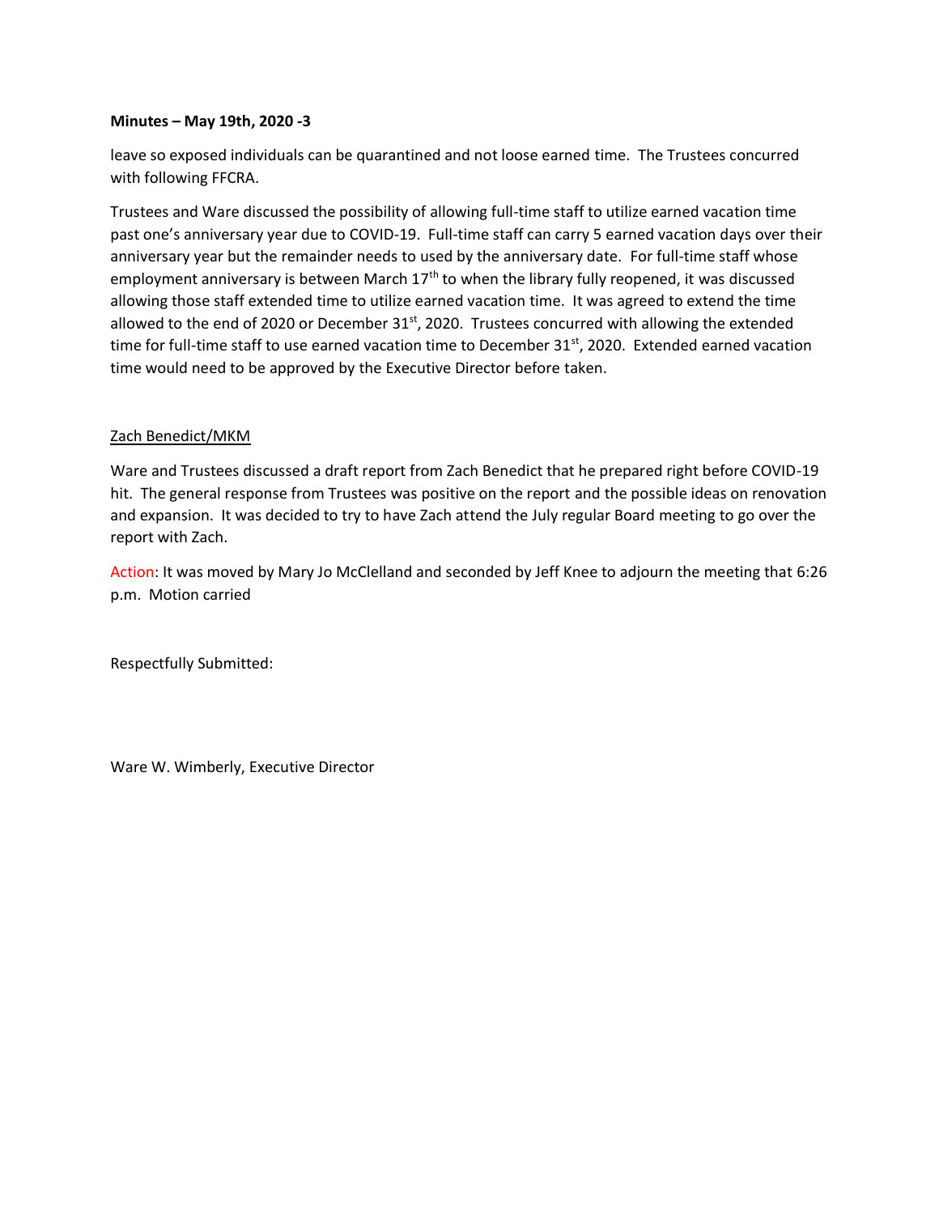leave so exposed individuals can be quarantined and not loose earned time. The Trustees concurred with following FFCRA.

Trustees and Ware discussed the possibility of allowing full-time staff to utilize earned vacation time past one's anniversary year due to COVID-19. Full-time staff can carry 5 earned vacation days over their anniversary year but the remainder needs to used by the anniversary date. For full-time staff whose employment anniversary is between March 17th to when the library fully reopened, it was discussed allowing those staff extended time to utilize earned vacation time. It was agreed to extend the time allowed to the end of 2020 or December 31st, 2020. Trustees concurred with allowing the extended time for full-time staff to use earned vacation time to December 31st, 2020. Extended earned vacation time would need to be approved by the Executive Director before taken.

Zach Benedict/MKM

Ware and Trustees discussed a draft report from Zach Benedict that he prepared right before COVID-19 hit. The general response from Trustees was positive on the report and the possible ideas on renovation and expansion. It was decided to try to have Zach attend the July regular Board meeting to go over the report with Zach.

Action: It was moved by Mary Jo McClelland and seconded by Jeff Knee to adjourn the meeting that 6:26 p.m. Motion carried

Respectfully Submitted:

Ware W. Wimberly, Executive Director